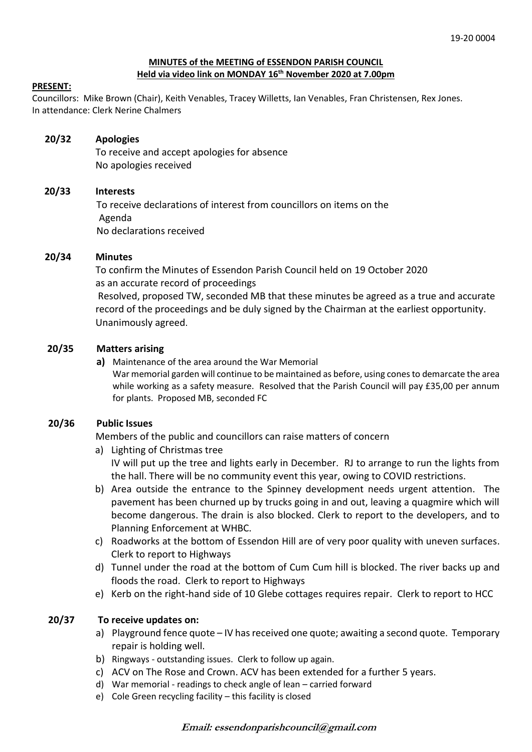19-20 0004

**MINUTES of the MEETING of ESSENDON PARISH COUNCIL**
**Held via video link on MONDAY 16th November 2020 at 7.00pm**

**PRESENT:**
Councillors: Mike Brown (Chair), Keith Venables, Tracey Willetts, Ian Venables, Fran Christensen, Rex Jones.
In attendance: Clerk Nerine Chalmers

**20/32 Apologies**

To receive and accept apologies for absence
No apologies received

**20/33 Interests**

To receive declarations of interest from councillors on items on the Agenda
No declarations received

**20/34 Minutes**

To confirm the Minutes of Essendon Parish Council held on 19 October 2020 as an accurate record of proceedings
Resolved, proposed TW, seconded MB that these minutes be agreed as a true and accurate record of the proceedings and be duly signed by the Chairman at the earliest opportunity. Unanimously agreed.

**20/35 Matters arising**

**a)** Maintenance of the area around the War Memorial
War memorial garden will continue to be maintained as before, using cones to demarcate the area while working as a safety measure. Resolved that the Parish Council will pay £35,00 per annum for plants. Proposed MB, seconded FC

**20/36 Public Issues**

Members of the public and councillors can raise matters of concern

a) Lighting of Christmas tree
IV will put up the tree and lights early in December. RJ to arrange to run the lights from the hall. There will be no community event this year, owing to COVID restrictions.
b) Area outside the entrance to the Spinney development needs urgent attention. The pavement has been churned up by trucks going in and out, leaving a quagmire which will become dangerous. The drain is also blocked. Clerk to report to the developers, and to Planning Enforcement at WHBC.
c) Roadworks at the bottom of Essendon Hill are of very poor quality with uneven surfaces. Clerk to report to Highways
d) Tunnel under the road at the bottom of Cum Cum hill is blocked. The river backs up and floods the road. Clerk to report to Highways
e) Kerb on the right-hand side of 10 Glebe cottages requires repair. Clerk to report to HCC

**20/37 To receive updates on:**

a) Playground fence quote – IV has received one quote; awaiting a second quote. Temporary repair is holding well.
b) Ringways - outstanding issues. Clerk to follow up again.
c) ACV on The Rose and Crown. ACV has been extended for a further 5 years.
d) War memorial - readings to check angle of lean – carried forward
e) Cole Green recycling facility – this facility is closed

**Email: essendonparishcouncil@gmail.com**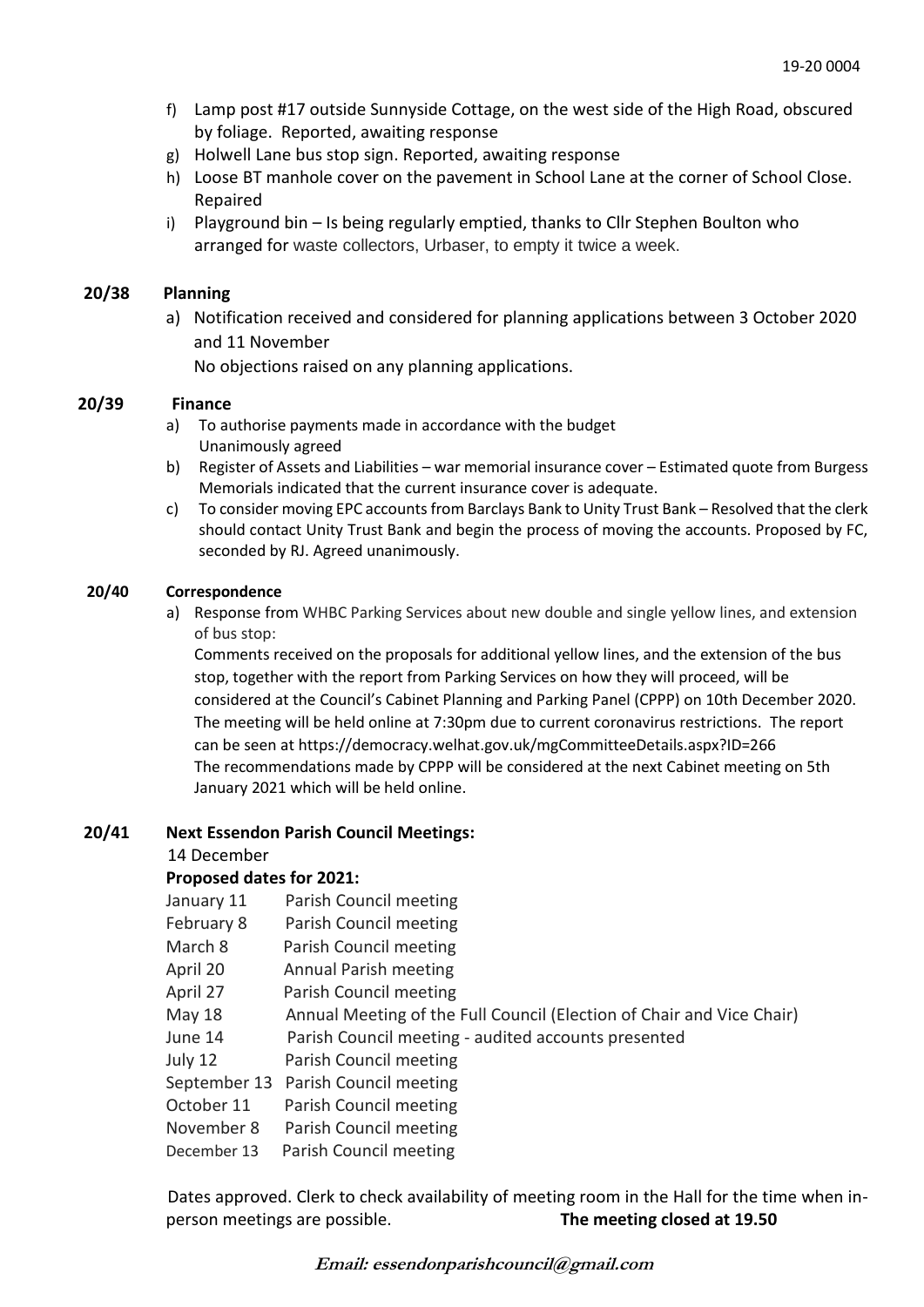f) Lamp post #17 outside Sunnyside Cottage, on the west side of the High Road, obscured by foliage. Reported, awaiting response
g) Holwell Lane bus stop sign. Reported, awaiting response
h) Loose BT manhole cover on the pavement in School Lane at the corner of School Close. Repaired
i) Playground bin – Is being regularly emptied, thanks to Cllr Stephen Boulton who arranged for waste collectors, Urbaser, to empty it twice a week.

**20/38 Planning**

a) Notification received and considered for planning applications between 3 October 2020 and 11 November
No objections raised on any planning applications.

**20/39 Finance**

a) To authorise payments made in accordance with the budget
Unanimously agreed
b) Register of Assets and Liabilities – war memorial insurance cover – Estimated quote from Burgess Memorials indicated that the current insurance cover is adequate.
c) To consider moving EPC accounts from Barclays Bank to Unity Trust Bank – Resolved that the clerk should contact Unity Trust Bank and begin the process of moving the accounts. Proposed by FC, seconded by RJ. Agreed unanimously.

**20/40 Correspondence**

a) Response from WHBC Parking Services about new double and single yellow lines, and extension of bus stop:
Comments received on the proposals for additional yellow lines, and the extension of the bus stop, together with the report from Parking Services on how they will proceed, will be considered at the Council's Cabinet Planning and Parking Panel (CPPP) on 10th December 2020. The meeting will be held online at 7:30pm due to current coronavirus restrictions. The report can be seen at https://democracy.welhat.gov.uk/mgCommitteeDetails.aspx?ID=266
The recommendations made by CPPP will be considered at the next Cabinet meeting on 5th January 2021 which will be held online.

**20/41 Next Essendon Parish Council Meetings:**

14 December

**Proposed dates for 2021:**

| | |
|---|---|
| January 11 | Parish Council meeting |
| February 8 | Parish Council meeting |
| March 8 | Parish Council meeting |
| April 20 | Annual Parish meeting |
| April 27 | Parish Council meeting |
| May 18 | Annual Meeting of the Full Council (Election of Chair and Vice Chair) |
| June 14 | Parish Council meeting - audited accounts presented |
| July 12 | Parish Council meeting |
| September 13 | Parish Council meeting |
| October 11 | Parish Council meeting |
| November 8 | Parish Council meeting |
| December 13 | Parish Council meeting |

Dates approved. Clerk to check availability of meeting room in the Hall for the time when in-person meetings are possible. **The meeting closed at 19.50**

***Email: essendonparishcouncil@gmail.com***